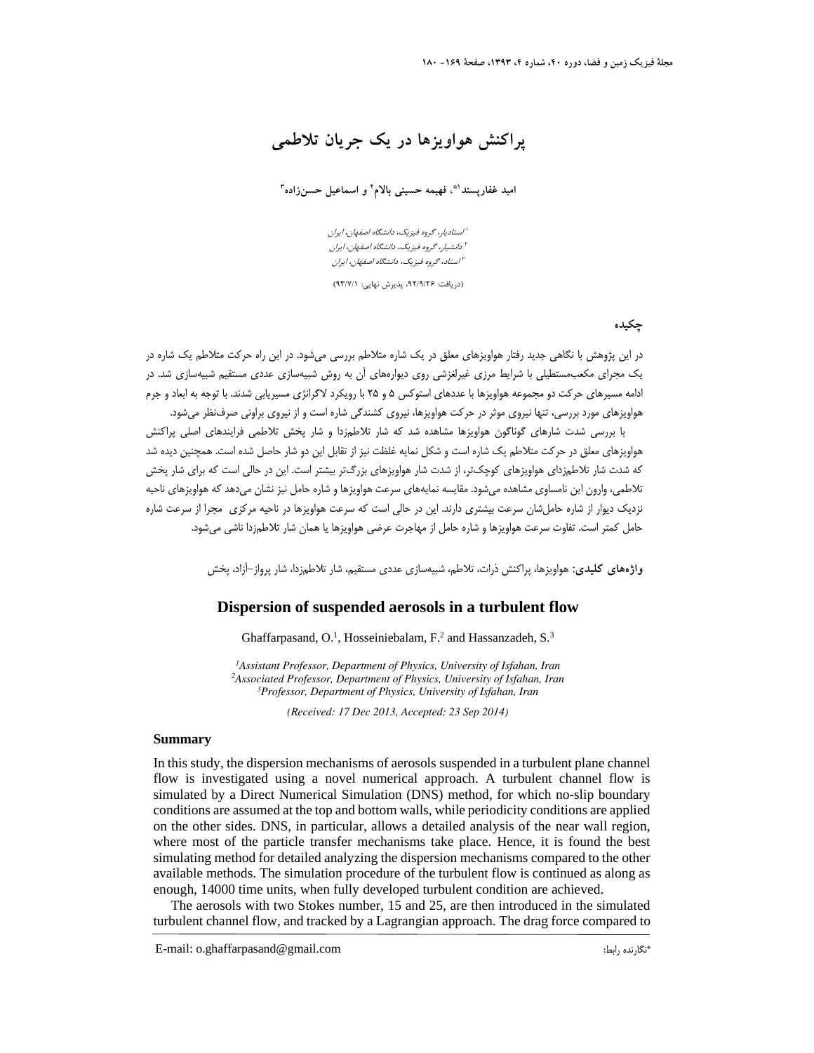# پراکنش هواویزها در یک جریان تلاطمی

**امید غفارپسند[1]*، فهیمه حسینی بالام[2] و اسماعیل حسن‌زاده[3]**

[1] استادیار، گروه فیزیک، دانشگاه اصفهان، ایران
[2] دانشیار، گروه فیزیک، دانشگاه اصفهان، ایران
[3] استاد، گروه فیزیک، دانشگاه اصفهان، ایران

(دریافت: ۹۲/۹/۲۶، پذیرش نهایی: ۹۳/۷/۱)

## چکیده

در این پژوهش با نگاهی جدید رفتار هواویزهای معلق در یک شاره متلاطم بررسی می‌شود. در این راه حرکت متلاطم یک شاره در یک مجرای مکعب‌مستطیلی با شرایط مرزی غیرلغزشی روی دیواره‌های آن به روش شبیه‌سازی عددی مستقیم شبیه‌سازی شد. در ادامه مسیرهای حرکت دو مجموعه هواویزها با عددهای استوکس ۵ و ۲۵ با رویکرد لاگرانژی مسیریابی شدند. با توجه به ابعاد و جرم هواویزهای مورد بررسی، تنها نیروی موثر در حرکت هواویزها، نیروی کشندگی شاره است و از نیروی براونی صرف‌نظر می‌شود.

با بررسی شدت شارهای گوناگون هواویزها مشاهده شد که شار تلاطم‌زدا و شار پخش تلاطمی فرایندهای اصلی پراکنش هواویزهای معلق در حرکت متلاطم یک شاره است و شکل نمایه غلظت نیز از تقابل این دو شار حاصل شده است. همچنین دیده شد که شدت شار تلاطم‌زدای هواویزهای کوچک‌تر، از شدت شار هواویزهای بزرگ‌تر بیشتر است. این در حالی است که برای شار پخش تلاطمی، وارون این نامساوی مشاهده می‌شود. مقایسه نمایه‌های سرعت هواویزها و شاره حامل نیز نشان می‌دهد که هواویزهای ناحیه نزدیک دیوار از شاره حامل‌شان سرعت بیشتری دارند. این در حالی است که سرعت هواویزها در ناحیه مرکزی مجرا از سرعت شاره حامل کمتر است. تفاوت سرعت هواویزها و شاره حامل از مهاجرت عرضی هواویزها یا همان شار تلاطم‌زدا ناشی می‌شود.

**واژه‌های کلیدی:** هواویزها، پراکنش ذرات، تلاطم، شبیه‌سازی عددی مستقیم، شار تلاطم‌زدا، شار پرواز–آزاد، پخش

# Dispersion of suspended aerosols in a turbulent flow

Ghaffarpasand, O.[1], Hosseiniebalam, F.[2] and Hassanzadeh, S.[3]

[1] *Assistant Professor, Department of Physics, University of Isfahan, Iran*
[2] *Associated Professor, Department of Physics, University of Isfahan, Iran*
[3] *Professor, Department of Physics, University of Isfahan, Iran*

*(Received: 17 Dec 2013, Accepted: 23 Sep 2014)*

## Summary

In this study, the dispersion mechanisms of aerosols suspended in a turbulent plane channel flow is investigated using a novel numerical approach. A turbulent channel flow is simulated by a Direct Numerical Simulation (DNS) method, for which no-slip boundary conditions are assumed at the top and bottom walls, while periodicity conditions are applied on the other sides. DNS, in particular, allows a detailed analysis of the near wall region, where most of the particle transfer mechanisms take place. Hence, it is found the best simulating method for detailed analyzing the dispersion mechanisms compared to the other available methods. The simulation procedure of the turbulent flow is continued as along as enough, 14000 time units, when fully developed turbulent condition are achieved.

The aerosols with two Stokes number, 15 and 25, are then introduced in the simulated turbulent channel flow, and tracked by a Lagrangian approach. The drag force compared to

*نگارنده رابط: E-mail: o.ghaffarpasand@gmail.com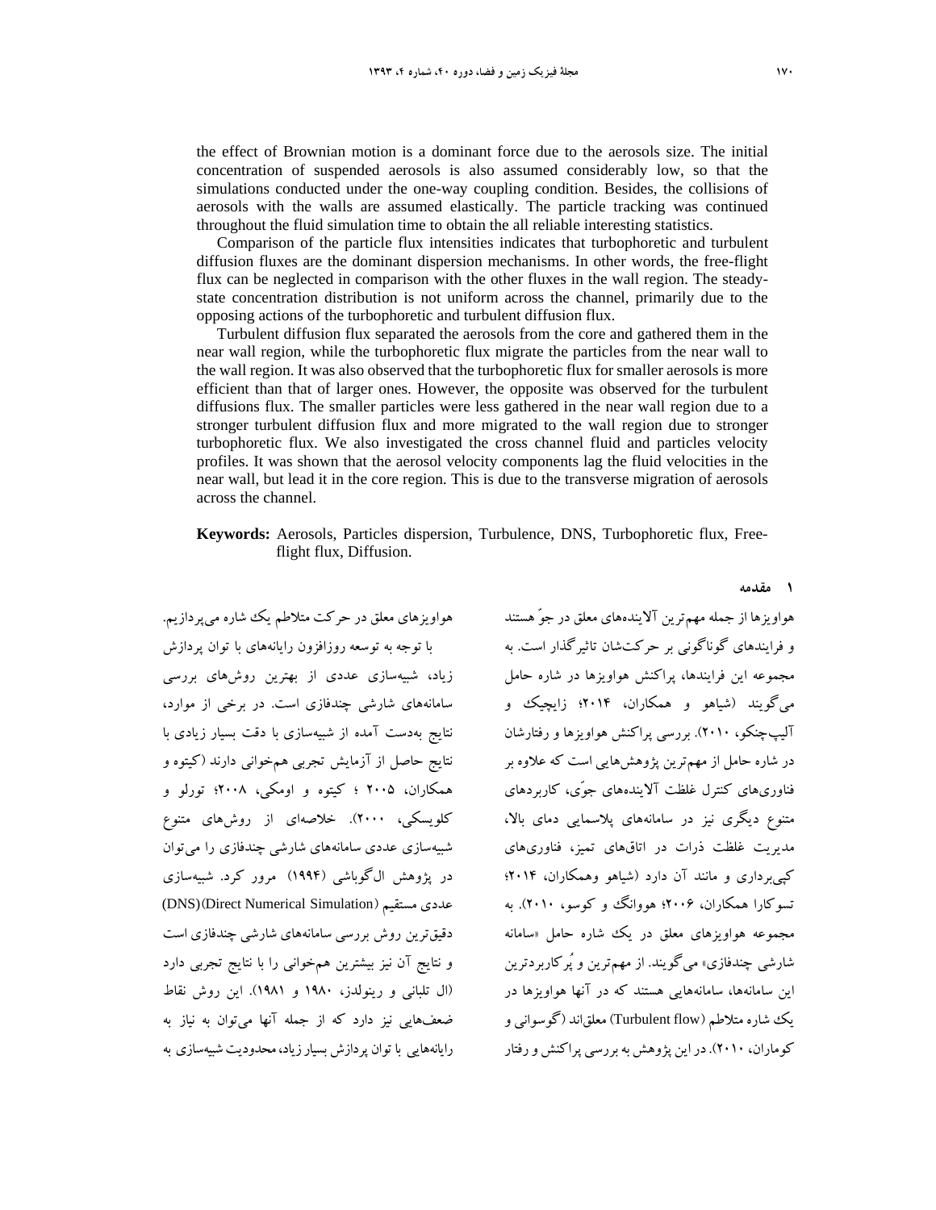the effect of Brownian motion is a dominant force due to the aerosols size. The initial concentration of suspended aerosols is also assumed considerably low, so that the simulations conducted under the one-way coupling condition. Besides, the collisions of aerosols with the walls are assumed elastically. The particle tracking was continued throughout the fluid simulation time to obtain the all reliable interesting statistics.

Comparison of the particle flux intensities indicates that turbophoretic and turbulent diffusion fluxes are the dominant dispersion mechanisms. In other words, the free-flight flux can be neglected in comparison with the other fluxes in the wall region. The steady-state concentration distribution is not uniform across the channel, primarily due to the opposing actions of the turbophoretic and turbulent diffusion flux.

Turbulent diffusion flux separated the aerosols from the core and gathered them in the near wall region, while the turbophoretic flux migrate the particles from the near wall to the wall region. It was also observed that the turbophoretic flux for smaller aerosols is more efficient than that of larger ones. However, the opposite was observed for the turbulent diffusions flux. The smaller particles were less gathered in the near wall region due to a stronger turbulent diffusion flux and more migrated to the wall region due to stronger turbophoretic flux. We also investigated the cross channel fluid and particles velocity profiles. It was shown that the aerosol velocity components lag the fluid velocities in the near wall, but lead it in the core region. This is due to the transverse migration of aerosols across the channel.

**Keywords:** Aerosols, Particles dispersion, Turbulence, DNS, Turbophoretic flux, Free-flight flux, Diffusion.

## ۱ مقدمه

هواویزها از جمله مهم‌ترین آلاینده‌های معلق در جوّ هستند و فرایندهای گوناگونی بر حرکت‌شان تاثیرگذار است. به مجموعه این فرایندها، پراکنش هواویزها در شاره حامل می‌گویند (شیاهو و همکاران، ۲۰۱۴؛ زایچیک و آلیپ‌چنکو، ۲۰۱۰). بررسی پراکنش هواویزها و رفتارشان در شاره حامل از مهم‌ترین پژوهش‌هایی است که علاوه بر فناوری‌های کنترل غلظت آلاینده‌های جوّی، کاربردهای متنوع دیگری نیز در سامانه‌های پلاسمایی دمای بالا، مدیریت غلظت ذرات در اتاق‌های تمیز، فناوری‌های کپی‌برداری و مانند آن دارد (شیاهو وهمکاران، ۲۰۱۴؛ تسوکارا همکاران، ۲۰۰۶؛ هووانگ و کوسو، ۲۰۱۰). به مجموعه هواویزهای معلق در یک شاره حامل «سامانه شارشی چندفازی» می‌گویند. از مهم‌ترین و پُرکاربردترین این سامانه‌ها، سامانه‌هایی هستند که در آنها هواویزها در یک شاره متلاطم (Turbulent flow) معلق‌اند (گوسوانی و کوماران، ۲۰۱۰). در این پژوهش به بررسی پراکنش و رفتار هواویزهای معلق در حرکت متلاطم یک شاره می‌پردازیم.

با توجه به توسعه روزافزون رایانه‌های با توان پردازش زیاد، شبیه‌سازی عددی از بهترین روش‌های بررسی سامانه‌های شارشی چندفازی است. در برخی از موارد، نتایج به‌دست آمده از شبیه‌سازی با دقت بسیار زیادی با نتایج حاصل از آزمایش تجربی هم‌خوانی دارند (کیتوه و همکاران، ۲۰۰۵ ؛ کیتوه و اومکی، ۲۰۰۸؛ تورلو و کلویسکی، ۲۰۰۰). خلاصه‌ای از روش‌های متنوع شبیه‌سازی عددی سامانه‌های شارشی چندفازی را می‌توان در پژوهش ال‌گوباشی (۱۹۹۴) مرور کرد. شبیه‌سازی عددی مستقیم (DNS)(Direct Numerical Simulation) دقیق‌ترین روش بررسی سامانه‌های شارشی چندفازی است و نتایج آن نیز بیشترین هم‌خوانی را با نتایج تجربی دارد (ال تلبانی و رینولدز، ۱۹۸۰ و ۱۹۸۱). این روش نقاط ضعف‌هایی نیز دارد که از جمله آنها می‌توان به نیاز به رایانه‌هایی با توان پردازش بسیار زیاد، محدودیت شبیه‌سازی به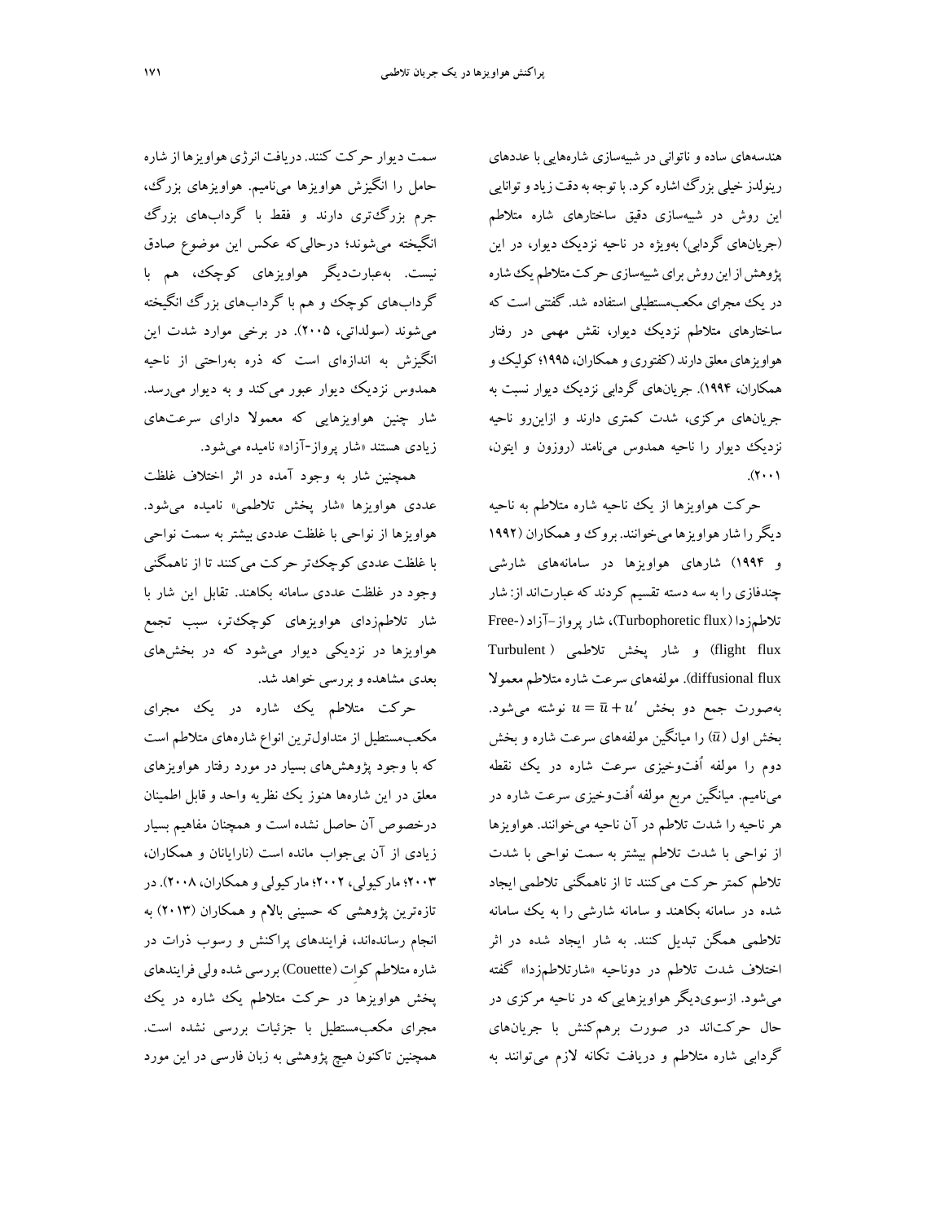هندسه‌های ساده و ناتوانی در شبیه‌سازی شاره‌هایی با عددهای رینولدز خیلی بزرگ اشاره کرد. با توجه به دقت زیاد و توانایی این روش در شبیه‌سازی دقیق ساختارهای شاره متلاطم (جریان‌های گردابی) به‌ویژه در ناحیه نزدیک دیوار، در این پژوهش از این روش برای شبیه‌سازی حرکت متلاطم یک شاره در یک مجرای مکعب‌مستطیلی استفاده شد. گفتنی است که ساختارهای متلاطم نزدیک دیوار، نقش مهمی در رفتار هواویزهای معلق دارند (کفتوری و همکاران، ۱۹۹۵؛ کولیک و همکاران، ۱۹۹۴). جریان‌های گردابی نزدیک دیوار نسبت به جریان‌های مرکزی، شدت کمتری دارند و ازاین‌رو ناحیه نزدیک دیوار را ناحیه همدوس می‌نامند (روزون و ایتون، ۲۰۰۱).

حرکت هواویزها از یک ناحیه شاره متلاطم به ناحیه دیگر را شار هواویزها می‌خوانند. بروک و همکاران (۱۹۹۲ و ۱۹۹۴) شارهای هواویزها در سامانه‌های شارشی چندفازی را به سه دسته تقسیم کردند که عبارت‌اند از: شار تلاطم‌زدا (Turbophoretic flux)، شار پرواز-آزاد (Free-flight flux) و شار پخش تلاطمی (Turbulent diffusional flux). مولفه‌های سرعت شاره متلاطم معمولا به‌صورت جمع دو بخش $u = \bar{u} + u'$ نوشته می‌شود. بخش اول ($\bar{u}$) را میانگین مولفه‌های سرعت شاره و بخش دوم را مولفه اُفت‌وخیزی سرعت شاره در یک نقطه می‌نامیم. میانگین مربع مولفه اُفت‌وخیزی سرعت شاره در هر ناحیه را شدت تلاطم در آن ناحیه می‌خوانند. هواویزها از نواحی با شدت تلاطم بیشتر به سمت نواحی با شدت تلاطم کمتر حرکت می‌کنند تا از ناهمگنی تلاطمی ایجاد شده در سامانه بکاهند و سامانه شارشی را به یک سامانه تلاطمی همگن تبدیل کنند. به شار ایجاد شده در اثر اختلاف شدت تلاطم در دوناحیه «شارتلاطم‌زدا» گفته می‌شود. ازسوی‌دیگر هواویزهایی که در ناحیه مرکزی در حال حرکت‌اند در صورت برهم‌کنش با جریان‌های گردابی شاره متلاطم و دریافت تکانه لازم می‌توانند به سمت دیوار حرکت کنند. دریافت انرژی هواویزها از شاره حامل را انگیزش هواویزها می‌نامیم. هواویزهای بزرگ، جرم بزرگ‌تری دارند و فقط با گرداب‌های بزرگ انگیخته می‌شوند؛ درحالی‌که عکس این موضوع صادق نیست. به‌عبارت‌دیگر هواویزهای کوچک، هم با گرداب‌های کوچک و هم با گرداب‌های بزرگ انگیخته می‌شوند (سولداتی، ۲۰۰۵). در برخی موارد شدت این انگیزش به اندازه‌ای است که ذره به‌راحتی از ناحیه همدوس نزدیک دیوار عبور می‌کند و به دیوار می‌رسد. شار چنین هواویزهایی که معمولا دارای سرعت‌های زیادی هستند «شار پرواز-آزاد» نامیده می‌شود.

همچنین شار به وجود آمده در اثر اختلاف غلظت عددی هواویزها «شار پخش تلاطمی» نامیده می‌شود. هواویزها از نواحی با غلظت عددی بیشتر به سمت نواحی با غلظت عددی کوچک‌تر حرکت می‌کنند تا از ناهمگنی وجود در غلظت عددی سامانه بکاهند. تقابل این شار با شار تلاطم‌زدای هواویزهای کوچک‌تر، سبب تجمع هواویزها در نزدیکی دیوار می‌شود که در بخش‌های بعدی مشاهده و بررسی خواهد شد.

حرکت متلاطم یک شاره در یک مجرای مکعب‌مستطیل از متداول‌ترین انواع شاره‌های متلاطم است که با وجود پژوهش‌های بسیار در مورد رفتار هواویزهای معلق در این شاره‌ها هنوز یک نظریه واحد و قابل اطمینان درخصوص آن حاصل نشده است و همچنان مفاهیم بسیار زیادی از آن بی‌جواب مانده است (نارایانان و همکاران، ۲۰۰۳؛ مارکیولی، ۲۰۰۲؛ مارکیولی و همکاران، ۲۰۰۸). در تازه‌ترین پژوهشی که حسینی بالام و همکاران (۲۰۱۳) به انجام رسانده‌اند، فرایندهای پراکنش و رسوب ذرات در شاره متلاطم کوات (Couette) بررسی شده ولی فرایندهای پخش هواویزها در حرکت متلاطم یک شاره در یک مجرای مکعب‌مستطیل با جزئیات بررسی نشده است. همچنین تاکنون هیچ پژوهشی به زبان فارسی در این مورد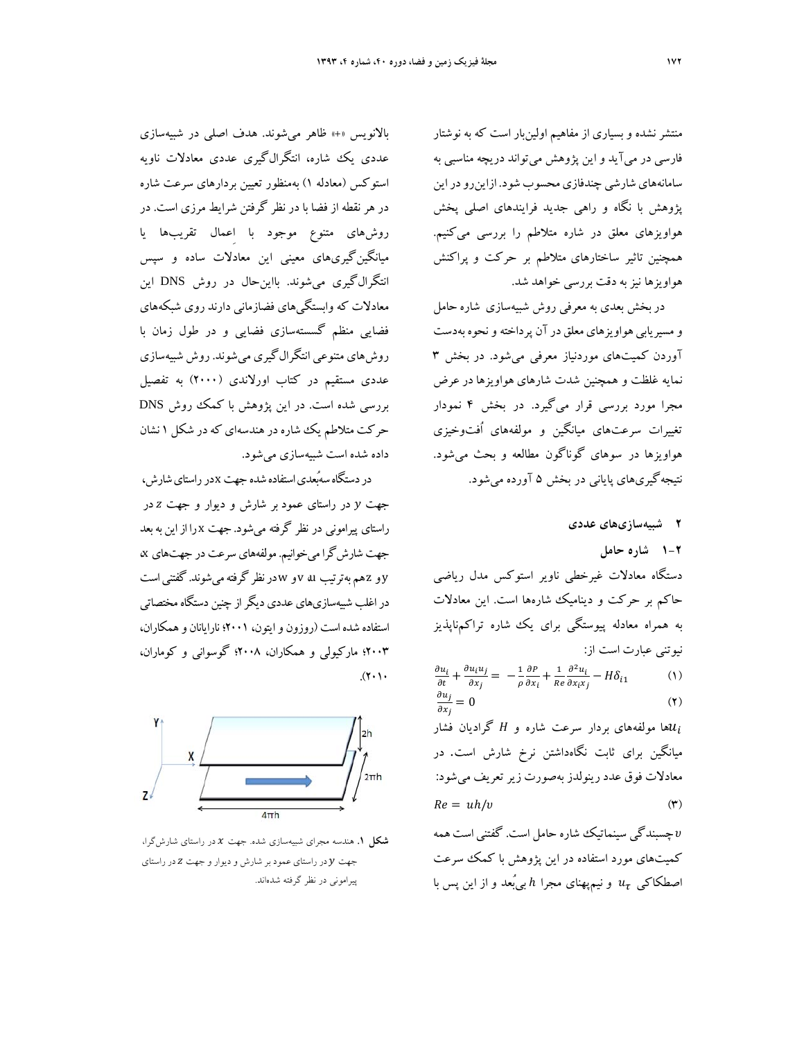منتشر نشده و بسیاری از مفاهیم اولین‌بار است که به نوشتار فارسی در می‌آید و این پژوهش می‌تواند دریچه مناسبی به سامانه‌های شارشی چندفازی محسوب شود. ازاین‌رو در این پژوهش با نگاه و راهی جدید فرایندهای اصلی پخش هواویزهای معلق در شاره متلاطم را بررسی می‌کنیم. همچنین تاثیر ساختارهای متلاطم بر حرکت و پراکنش هواویزها نیز به دقت بررسی خواهد شد.

در بخش بعدی به معرفی روش شبیه‌سازی شاره حامل و مسیریابی هواویزهای معلق در آن پرداخته و نحوه به‌دست آوردن کمیت‌های موردنیاز معرفی می‌شود. در بخش ۳ نمایه غلظت و همچنین شدت شارهای هواویزها در عرض مجرا مورد بررسی قرار می‌گیرد. در بخش ۴ نمودار تغییرات سرعت‌های میانگین و مولفه‌های اُفت‌وخیزی هواویزها در سوهای گوناگون مطالعه و بحث می‌شود. نتیجه‌گیری‌های پایانی در بخش ۵ آورده می‌شود.

## ۲ شبیه‌سازی‌های عددی

### ۲-۱ شاره حامل

دستگاه معادلات غیرخطی ناویر استوکس مدل ریاضی حاکم بر حرکت و دینامیک شاره‌ها است. این معادلات به همراه معادله پیوستگی برای یک شاره تراکم‌ناپذیر نیوتنی عبارت است از:

$$\frac{\partial u_i}{\partial t}+\frac{\partial u_i u_j}{\partial x_j}=-\frac{1}{\rho}\frac{\partial P}{\partial x_i}+\frac{1}{Re}\frac{\partial^2 u_i}{\partial x_i x_j}-H\delta_{i1} \tag{1}$$

$$\frac{\partial u_j}{\partial x_j}=0 \tag{2}$$

$u_i$ها مولفه‌های بردار سرعت شاره و $H$ گرادیان فشار میانگین برای ثابت نگاه‌داشتن نرخ شارش است. در معادلات فوق عدد رینولدز به‌صورت زیر تعریف می‌شود:

$$Re = uh/\nu \tag{3}$$

$\nu$ چسبندگی سینماتیک شاره حامل است. گفتنی است همه کمیت‌های مورد استفاده در این پژوهش با کمک سرعت اصطکاکی $u_\tau$ و نیم‌پهنای مجرا $h$ بی‌بُعد و از این پس با بالانویس «+» ظاهر می‌شوند. هدف اصلی در شبیه‌سازی عددی یک شاره، انتگرال‌گیری عددی معادلات ناویه استوکس (معادله ۱) به‌منظور تعیین بردارهای سرعت شاره در هر نقطه از فضا با در نظر گرفتن شرایط مرزی است. در روش‌های متنوع موجود با اِعمال تقریب‌ها یا میانگین‌گیری‌های معینی این معادلات ساده و سپس انتگرال‌گیری می‌شوند. بااین‌حال در روش DNS این معادلات که وابستگی‌های فضازمانی دارند روی شبکه‌های فضایی منظم گسسته‌سازی فضایی و در طول زمان با روش‌های متنوعی انتگرال‌گیری می‌شوند. روش شبیه‌سازی عددی مستقیم در کتاب اورلاندی (۲۰۰۰) به تفصیل بررسی شده است. در این پژوهش با کمک روش DNS حرکت متلاطم یک شاره در هندسه‌ای که در شکل ۱ نشان داده شده است شبیه‌سازی می‌شود.

در دستگاه سه‌بُعدی استفاده شده جهت $x$ در راستای شارش، جهت $y$ در راستای عمود بر شارش و دیوار و جهت $z$ در راستای پیرامونی در نظر گرفته می‌شود. جهت $x$ را از این به بعد جهت شارش‌گرا می‌خوانیم. مولفه‌های سرعت در جهت‌های $x$، $y$ و $z$ هم به‌ترتیب $u$، $v$ و $w$ در نظر گرفته می‌شوند. گفتنی است در اغلب شبیه‌سازی‌های عددی دیگر از چنین دستگاه مختصاتی استفاده شده است (روزون و ایتون، ۲۰۰۱؛ نارایانان و همکاران، ۲۰۰۳؛ مارکیولی و همکاران، ۲۰۰۸؛ گوسوانی و کوماران، ۲۰۱۰).

**شکل ۱.** هندسه مجرای شبیه‌سازی شده. جهت $x$ در راستای شارش‌گرا، جهت $y$ در راستای عمود بر شارش و دیوار و جهت $z$ در راستای پیرامونی در نظر گرفته شده‌اند.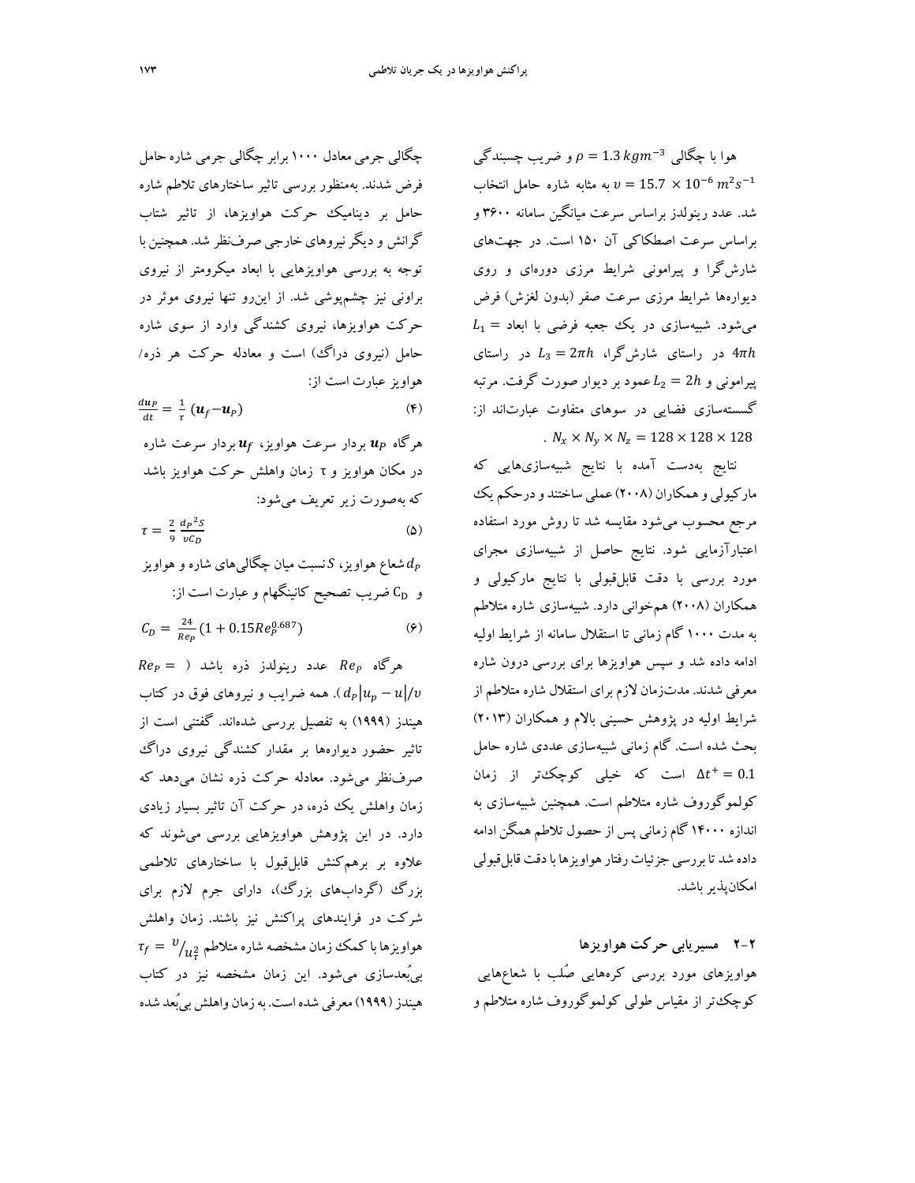هوا با چگالی $\rho = 1.3\ kgm^{-3}$ و ضریب چسبندگی $\upsilon = 15.7 \times 10^{-6}\ m^2s^{-1}$ به مثابه شاره حامل انتخاب شد. عدد رینولدز براساس سرعت میانگین سامانه ۳۶۰۰ و براساس سرعت اصطکاکی آن ۱۵۰ است. در جهت‌های شارش‌گرا و پیرامونی شرایط مرزی دوره‌ای و روی دیواره‌ها شرایط مرزی سرعت صفر (بدون لغزش) فرض می‌شود. شبیه‌سازی در یک جعبه فرضی با ابعاد $L_1 = 4\pi h$ در راستای شارش‌گرا، $L_3 = 2\pi h$ در راستای پیرامونی و $L_2 = 2h$ عمود بر دیوار صورت گرفت. مرتبه گسسته‌سازی فضایی در سوهای متفاوت عبارت‌اند از: $N_x \times N_y \times N_z = 128 \times 128 \times 128$.

نتایج به‌دست آمده با نتایج شبیه‌سازی‌هایی که مارکیولی و همکاران (۲۰۰۸) عملی ساختند و درحکم یک مرجع محسوب می‌شود مقایسه شد تا روش مورد استفاده اعتبارآزمایی شود. نتایج حاصل از شبیه‌سازی مجرای مورد بررسی با دقت قابل‌قبولی با نتایج مارکیولی و همکاران (۲۰۰۸) هم‌خوانی دارد. شبیه‌سازی شاره متلاطم به مدت ۱۰۰۰ گام زمانی تا استقلال سامانه از شرایط اولیه ادامه داده شد و سپس هواویزها برای بررسی درون شاره معرفی شدند. مدت‌زمان لازم برای استقلال شاره متلاطم از شرایط اولیه در پژوهش حسینی بالام و همکاران (۲۰۱۳) بحث شده است. گام زمانی شبیه‌سازی عددی شاره حامل $\Delta t^+ = 0.1$ است که خیلی کوچک‌تر از زمان کولموگوروف شاره متلاطم است. همچنین شبیه‌سازی به اندازه ۱۴۰۰۰ گام زمانی پس از حصول تلاطم همگن ادامه داده شد تا بررسی جزئیات رفتار هواویزها با دقت قابل‌قبولی امکان‌پذیر باشد.

## ۲-۲ مسیریابی حرکت هواویزها

هواویزهای مورد بررسی کره‌هایی صُلب با شعاع‌هایی کوچک‌تر از مقیاس طولی کولموگوروف شاره متلاطم و چگالی جرمی معادل ۱۰۰۰ برابر چگالی جرمی شاره حامل فرض شدند. به‌منظور بررسی تاثیر ساختارهای تلاطم شاره حامل بر دینامیک حرکت هواویزها، از تاثیر شتاب گرانش و دیگر نیروهای خارجی صرف‌نظر شد. همچنین با توجه به بررسی هواویزهایی با ابعاد میکرومتر از نیروی براونی نیز چشم‌پوشی شد. از این‌رو تنها نیروی موثر در حرکت هواویزها، نیروی کشندگی وارد از سوی شاره حامل (نیروی دراگ) است و معادله حرکت هر ذره/هواویز عبارت است از:

$$\frac{d\boldsymbol{u}_P}{dt} = \frac{1}{\tau}\left(\boldsymbol{u}_f - \boldsymbol{u}_P\right) \tag{۴}$$

هرگاه $\boldsymbol{u}_P$ بردار سرعت هواویز، $\boldsymbol{u}_f$ بردار سرعت شاره در مکان هواویز و τ زمان واهلش حرکت هواویز باشد که به‌صورت زیر تعریف می‌شود:

$$\tau = \frac{2}{9}\frac{d_P{}^2 S}{\upsilon C_D} \tag{۵}$$

$d_p$ شعاع هواویز، $S$ نسبت میان چگالی‌های شاره و هواویز و $C_D$ ضریب تصحیح کانینگهام و عبارت است از:

$$C_D = \frac{24}{Re_P}\left(1 + 0.15 Re_P^{0.687}\right) \tag{۶}$$

هرگاه $Re_P$ عدد رینولدز ذره باشد ( $Re_P = d_p|u_p - u|/\upsilon$ ). همه ضرایب و نیروهای فوق در کتاب هیندز (۱۹۹۹) به تفصیل بررسی شده‌اند. گفتنی است از تاثیر حضور دیواره‌ها بر مقدار کشندگی نیروی دراگ صرف‌نظر می‌شود. معادله حرکت ذره نشان می‌دهد که زمان واهلش یک ذره، در حرکت آن تاثیر بسیار زیادی دارد. در این پژوهش هواویزهایی بررسی می‌شوند که علاوه بر برهم‌کنش قابل‌قبول با ساختارهای تلاطمی بزرگ (گرداب‌های بزرگ)، دارای جرم لازم برای شرکت در فرایندهای پراکنش نیز باشند. زمان واهلش هواویزها با کمک زمان مشخصه شاره متلاطم $\tau_f = \upsilon/u_\tau^2$ بی‌بُعدسازی می‌شود. این زمان مشخصه نیز در کتاب هیندز (۱۹۹۹) معرفی شده است. به زمان واهلش بی‌بُعد شده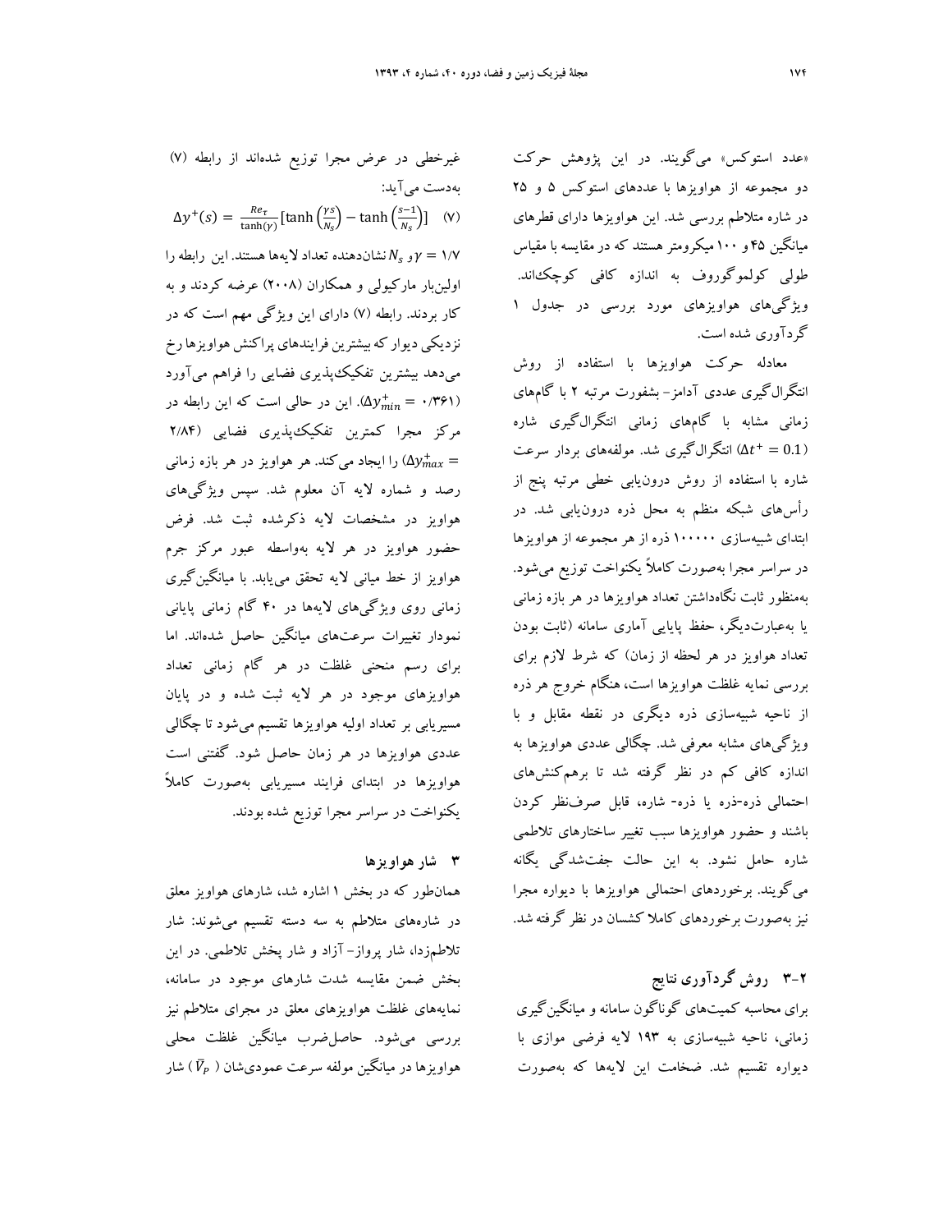«عدد استوکس» می‌گویند. در این پژوهش حرکت دو مجموعه از هواویزها با عددهای استوکس ۵ و ۲۵ در شاره متلاطم بررسی شد. این هواویزها دارای قطرهای میانگین ۴۵ و ۱۰۰ میکرومتر هستند که در مقایسه با مقیاس طولی کولموگوروف به اندازه کافی کوچک‌اند. ویژگی‌های هواویزهای مورد بررسی در جدول ۱ گردآوری شده است.

معادله حرکت هواویزها با استفاده از روش انتگرال‌گیری عددی آدامز- بشفورت مرتبه ۲ با گام‌های زمانی مشابه با گام‌های زمانی انتگرال‌گیری شاره ($\Delta t^+ = 0.1$) انتگرال‌گیری شد. مولفه‌های بردار سرعت شاره با استفاده از روش درون‌یابی خطی مرتبه پنج از رأس‌های شبکه منظم به محل ذره درون‌یابی شد. در ابتدای شبیه‌سازی ۱۰۰۰۰۰ ذره از هر مجموعه از هواویزها در سراسر مجرا به‌صورت کاملاً یکنواخت توزیع می‌شود. به‌منظور ثابت نگاه‌داشتن تعداد هواویزها در هر بازه زمانی یا به‌عبارت‌دیگر، حفظ پایایی آماری سامانه (ثابت بودن تعداد هواویز در هر لحظه از زمان) که شرط لازم برای بررسی نمایه غلظت هواویزها است، هنگام خروج هر ذره از ناحیه شبیه‌سازی ذره دیگری در نقطه مقابل و با ویژگی‌های مشابه معرفی شد. چگالی عددی هواویزها به اندازه کافی کم در نظر گرفته شد تا برهم‌کنش‌های احتمالی ذره-ذره یا ذره- شاره، قابل صرف‌نظر کردن باشند و حضور هواویزها سبب تغییر ساختارهای تلاطمی شاره حامل نشود. به این حالت جفت‌شدگی یگانه می‌گویند. برخوردهای احتمالی هواویزها با دیواره مجرا نیز به‌صورت برخوردهای کاملا کشسان در نظر گرفته شد.

## ۲-۳ روش گردآوری نتایج

برای محاسبه کمیت‌های گوناگون سامانه و میانگین‌گیری زمانی، ناحیه شبیه‌سازی به ۱۹۳ لایه فرضی موازی با دیواره تقسیم شد. ضخامت این لایه‌ها که به‌صورت غیرخطی در عرض مجرا توزیع شده‌اند از رابطه (۷) به‌دست می‌آید:

$$\Delta y^+(s) = \frac{Re_\tau}{\tanh(\gamma)}\left[\tanh\left(\frac{\gamma s}{N_s}\right) - \tanh\left(\frac{s-1}{N_s}\right)\right] \quad (۷)$$

$\gamma = ۱/۷$ و $N_s$ نشان‌دهنده تعداد لایه‌ها هستند. این رابطه را اولین‌بار مارکیولی و همکاران (۲۰۰۸) عرضه کردند و به کار بردند. رابطه (۷) دارای این ویژگی مهم است که در نزدیکی دیوار که بیشترین فرایندهای پراکنش هواویزها رخ می‌دهد بیشترین تفکیک‌پذیری فضایی را فراهم می‌آورد ($\Delta y^+_{min} = ۰/۳۶۱$). این در حالی است که این رابطه در مرکز مجرا کمترین تفکیک‌پذیری فضایی ($\Delta y^+_{max} = ۲/۸۴$) را ایجاد می‌کند. هر هواویز در هر بازه زمانی رصد و شماره لایه آن معلوم شد. سپس ویژگی‌های هواویز در مشخصات لایه ذکرشده ثبت شد. فرض حضور هواویز در هر لایه به‌واسطه عبور مرکز جرم هواویز از خط میانی لایه تحقق می‌یابد. با میانگین‌گیری زمانی روی ویژگی‌های لایه‌ها در ۴۰ گام زمانی پایانی نمودار تغییرات سرعت‌های میانگین حاصل شده‌اند. اما برای رسم منحنی غلظت در هر گام زمانی تعداد هواویزهای موجود در هر لایه ثبت شده و در پایان مسیریابی بر تعداد اولیه هواویزها تقسیم می‌شود تا چگالی عددی هواویزها در هر زمان حاصل شود. گفتنی است هواویزها در ابتدای فرایند مسیریابی به‌صورت کاملاً یکنواخت در سراسر مجرا توزیع شده بودند.

## ۳ شار هواویزها

همان‌طور که در بخش ۱ اشاره شد، شارهای هواویز معلق در شاره‌های متلاطم به سه دسته تقسیم می‌شوند: شار تلاطم‌زدا، شار پرواز- آزاد و شار پخش تلاطمی. در این بخش ضمن مقایسه شدت شارهای موجود در سامانه، نمایه‌های غلظت هواویزهای معلق در مجرای متلاطم نیز بررسی می‌شود. حاصل‌ضرب میانگین غلظت محلی هواویزها در میانگین مولفه سرعت عمودی‌شان ($\overline{V}_P$) شار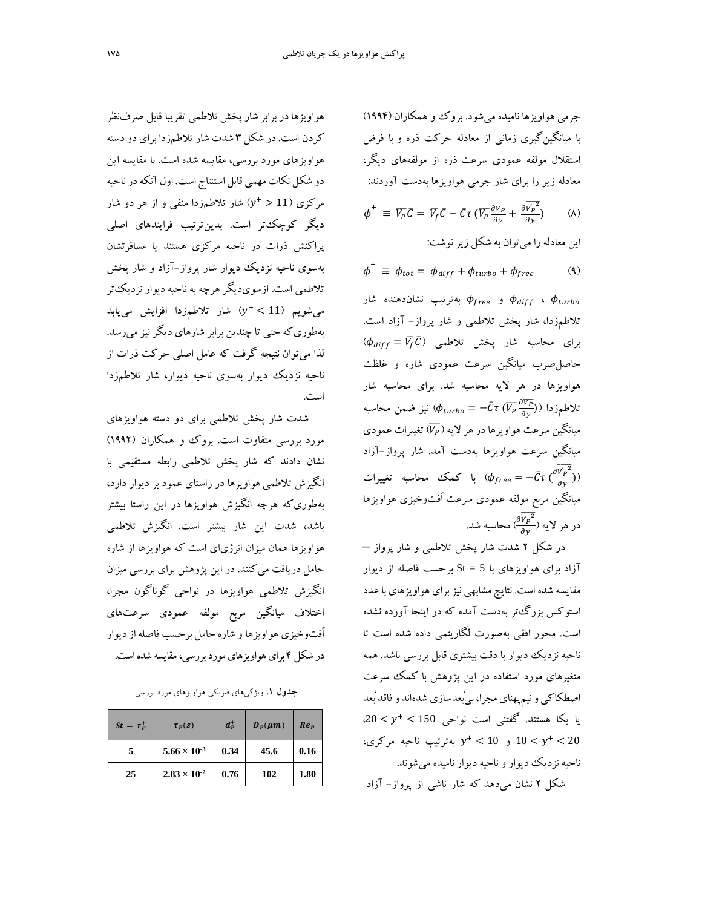جرمی هواویزها نامیده می‌شود. بروک و همکاران (۱۹۹۴) با میانگین‌گیری زمانی از معادله حرکت ذره و با فرض استقلال مولفه عمودی سرعت ذره از مولفه‌های دیگر، معادله زیر را برای شار جرمی هواویزها به‌دست آوردند:

$$\phi^+ \equiv \overline{V_P}\bar{C} = \overline{V_f}\bar{C} - \bar{C}\tau\,(\overline{V_P}\frac{\partial \overline{V_P}}{\partial y} + \frac{\partial \overline{V_P'^2}}{\partial y}) \qquad (۸)$$

این معادله را می‌توان به شکل زیر نوشت:

$$\phi^+ \equiv \phi_{tot} = \phi_{diff} + \phi_{turbo} + \phi_{free} \qquad (۹)$$

$\phi_{turbo}$ ، $\phi_{diff}$ و $\phi_{free}$ به‌ترتیب نشان‌دهنده شار تلاطم‌زدا، شار پخش تلاطمی و شار پرواز- آزاد است. برای محاسبه شار پخش تلاطمی ($\phi_{diff} = \overline{V_f}\bar{C}$) حاصل‌ضرب میانگین سرعت عمودی شاره و غلظت هواویزها در هر لایه محاسبه شد. برای محاسبه شار تلاطم‌زدا ($\phi_{turbo} = -\bar{C}\tau\,(\overline{V_P}\frac{\partial \overline{V_P}}{\partial y})$) نیز ضمن محاسبه میانگین سرعت هواویزها در هر لایه ($\overline{V_P}$) تغییرات عمودی میانگین سرعت هواویزها به‌دست آمد. شار پرواز-آزاد ($\phi_{free} = -\bar{C}\tau\,(\frac{\partial \overline{V_P'^2}}{\partial y})$) با کمک محاسبه تغییرات میانگین مربع مولفه عمودی سرعت اُفت‌وخیزی هواویزها در هر لایه ($\frac{\partial \overline{V_P'^2}}{\partial y}$) محاسبه شد.

در شکل ۲ شدت شار پخش تلاطمی و شار پرواز – آزاد برای هواویزهای با St = 5 برحسب فاصله از دیوار مقایسه شده است. نتایج مشابهی نیز برای هواویزهای با عدد استوکس بزرگ‌تر به‌دست آمده که در اینجا آورده نشده است. محور افقی به‌صورت لگاریتمی داده شده است تا ناحیه نزدیک دیوار با دقت بیشتری قابل بررسی باشد. همه متغیرهای مورد استفاده در این پژوهش با کمک سرعت اصطکاکی و نیم‌پهنای مجرا، بی‌بُعدسازی شده‌اند و فاقد بُعد یا یکا هستند. گفتنی است نواحی $20 < y^+ < 150$، $10 < y^+ < 20$ و $y^+ < 10$ به‌ترتیب ناحیه مرکزی، ناحیه نزدیک دیوار و ناحیه دیوار نامیده می‌شوند.

شکل ۲ نشان می‌دهد که شار ناشی از پرواز- آزاد هواویزها در برابر شار پخش تلاطمی تقریبا قابل صرف‌نظر کردن است. در شکل ۳ شدت شار تلاطم‌زدا برای دو دسته هواویزهای مورد بررسی، مقایسه شده است. با مقایسه این دو شکل نکات مهمی قابل استنتاج است. اول آنکه در ناحیه مرکزی ($y^+ > 11$) شار تلاطم‌زدا منفی و از هر دو شار دیگر کوچک‌تر است. بدین‌ترتیب فرایندهای اصلی پراکنش ذرات در ناحیه مرکزی هستند یا مسافرتشان به‌سوی ناحیه نزدیک دیوار شار پرواز-آزاد و شار پخش تلاطمی است. ازسوی‌دیگر هرچه به ناحیه دیوار نزدیک‌تر می‌شویم ($y^+ < 11$) شار تلاطم‌زدا افزایش می‌یابد به‌طوری‌که حتی تا چندین برابر شارهای دیگر نیز می‌رسد. لذا می‌توان نتیجه گرفت که عامل اصلی حرکت ذرات از ناحیه نزدیک دیوار به‌سوی ناحیه دیوار، شار تلاطم‌زدا است.

شدت شار پخش تلاطمی برای دو دسته هواویزهای مورد بررسی متفاوت است. بروک و همکاران (۱۹۹۲) نشان دادند که شار پخش تلاطمی رابطه مستقیمی با انگیزش تلاطمی هواویزها در راستای عمود بر دیوار دارد، به‌طوری‌که هرچه انگیزش هواویزها در این راستا بیشتر باشد، شدت این شار بیشتر است. انگیزش تلاطمی هواویزها همان میزان انرژی‌ای است که هواویزها از شاره حامل دریافت می‌کنند. در این پژوهش برای بررسی میزان انگیزش تلاطمی هواویزها در نواحی گوناگون مجرا، اختلاف میانگین مربع مولفه عمودی سرعت‌های اُفت‌وخیزی هواویزها و شاره حامل برحسب فاصله از دیوار در شکل ۴ برای هواویزهای مورد بررسی، مقایسه شده است.

**جدول ۱**. ویژگی‌های فیزیکی هواویزهای مورد بررسی.

| $St = \tau_P^+$ | $\tau_P(s)$ | $d_P^+$ | $D_P(\mu m)$ | $Re_P$ |
|---|---|---|---|---|
| 5 | $5.66 \times 10^{-3}$ | 0.34 | 45.6 | 0.16 |
| 25 | $2.83 \times 10^{-2}$ | 0.76 | 102 | 1.80 |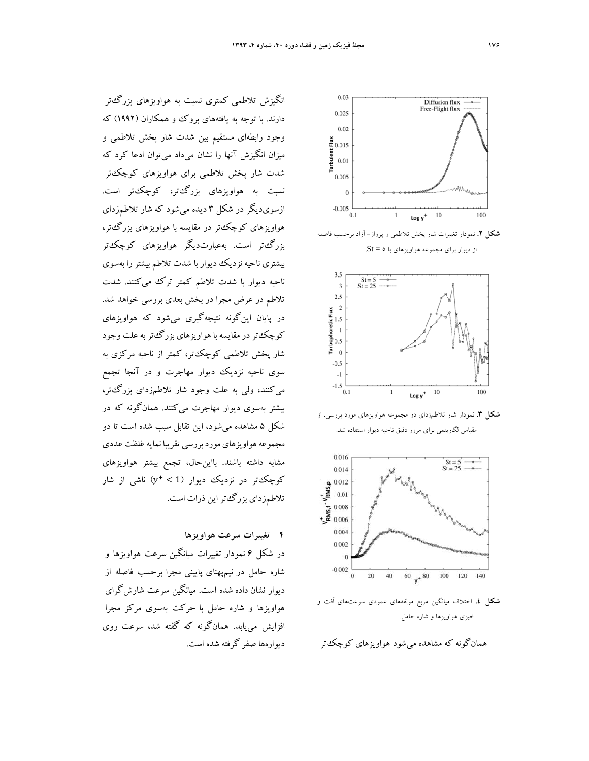انگیزش تلاطمی کمتری نسبت به هواویزهای بزرگ‌تر دارند. با توجه به یافته‌های بروک و همکاران (۱۹۹۲) که وجود رابطه‌ای مستقیم بین شدت شار پخش تلاطمی و میزان انگیزش آنها را نشان می‌داد می‌توان ادعا کرد که شدت شار پخش تلاطمی برای هواویزهای کوچک‌تر نسبت به هواویزهای بزرگ‌تر، کوچک‌تر است. ازسوی‌دیگر در شکل ۳ دیده می‌شود که شار تلاطم‌زدای هواویزهای کوچک‌تر در مقایسه با هواویزهای بزرگ‌تر، بزرگ‌تر است. به‌عبارت‌دیگر هواویزهای کوچک‌تر بیشتری ناحیه نزدیک دیوار با شدت تلاطم بیشتر را به‌سوی ناحیه دیوار با شدت تلاطم کمتر ترک می‌کنند. شدت تلاطم در عرض مجرا در بخش بعدی بررسی خواهد شد. در پایان این‌گونه نتیجه‌گیری می‌شود که هواویزهای کوچک‌تر در مقایسه با هواویزهای بزرگ‌تر به علت وجود شار پخش تلاطمی کوچک‌تر، کمتر از ناحیه مرکزی به سوی ناحیه نزدیک دیوار مهاجرت و در آنجا تجمع می‌کنند، ولی به علت وجود شار تلاطم‌زدای بزرگ‌تر، بیشتر به‌سوی دیوار مهاجرت می‌کنند. همان‌گونه که در شکل ۵ مشاهده می‌شود، این تقابل سبب شده است تا دو مجموعه هواویزهای مورد بررسی تقریبا نمایه غلظت عددی مشابه داشته باشند. بااین‌حال، تجمع بیشتر هواویزهای کوچک‌تر در نزدیک دیوار ($y^+ < 1$) ناشی از شار تلاطم‌زدای بزرگ‌تر این ذرات است.

**شکل ۲.** نمودار تغییرات شار پخش تلاطمی و پرواز- آزاد برحسب فاصله از دیوار برای مجموعه هواویزهای با $St = 5$.

**شکل ۳.** نمودار شار تلاطم‌زدای دو مجموعه هواویزهای مورد بررسی. از مقیاس لگاریتمی برای مرور دقیق ناحیه دیوار استفاده شد.

**شکل ٤.** اختلاف میانگین مربع مولفه‌های عمودی سرعت‌های اُفت و خیزی هواویزها و شاره حامل.

همان‌گونه که مشاهده می‌شود هواویزهای کوچک‌تر

## ۴ تغییرات سرعت هواویزها

در شکل ۶ نمودار تغییرات میانگین سرعت هواویزها و شاره حامل در نیم‌پهنای پایینی مجرا برحسب فاصله از دیوار نشان داده شده است. میانگین سرعت شارش‌گرای هواویزها و شاره حامل با حرکت به‌سوی مرکز مجرا افزایش می‌یابد. همان‌گونه که گفته شد، سرعت روی دیواره‌ها صفر گرفته شده است.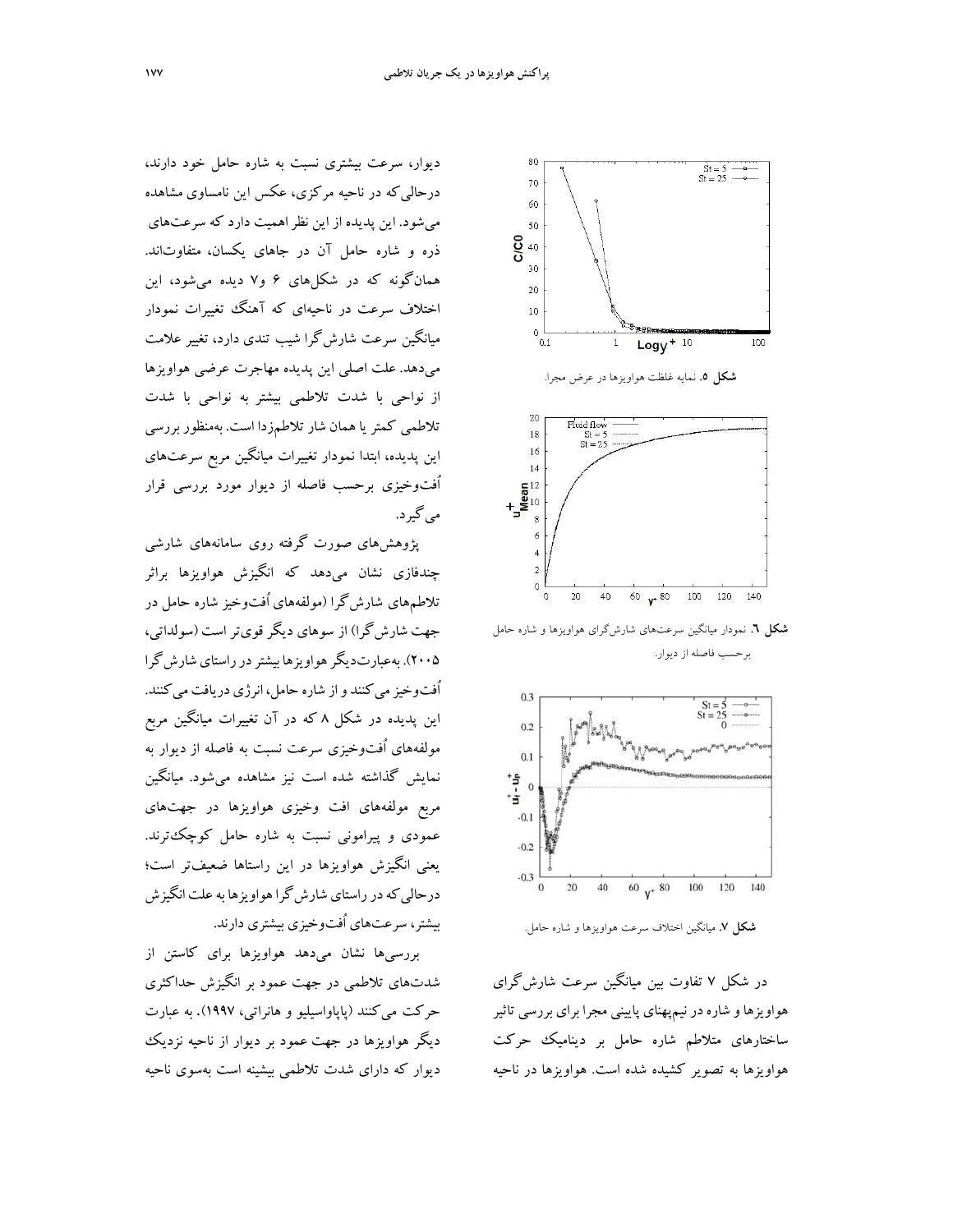شکل ۵. نمایه غلظت هواویزها در عرض مجرا.

شکل ۶. نمودار میانگین سرعت‌های شارش‌گرای هواویزها و شاره حامل برحسب فاصله از دیوار.

شکل ۷. میانگین اختلاف سرعت هواویزها و شاره حامل.

در شکل ۷ تفاوت بین میانگین سرعت شارش‌گرای هواویزها و شاره در نیم‌پهنای پایینی مجرا برای بررسی تاثیر ساختارهای متلاطم شاره حامل بر دینامیک حرکت هواویزها به تصویر کشیده شده است. هواویزها در ناحیه دیوار، سرعت بیشتری نسبت به شاره حامل خود دارند، درحالی‌که در ناحیه مرکزی، عکس این نامساوی مشاهده می‌شود. این پدیده از این نظر اهمیت دارد که سرعت‌های ذره و شاره حامل آن در جاهای یکسان، متفاوت‌اند. همان‌گونه که در شکل‌های ۶ و۷ دیده می‌شود، این اختلاف سرعت در ناحیه‌ای که آهنگ تغییرات نمودار میانگین سرعت شارش‌گرا شیب تندی دارد، تغییر علامت می‌دهد. علت اصلی این پدیده مهاجرت عرضی هواویزها از نواحی با شدت تلاطمی بیشتر به نواحی با شدت تلاطمی کمتر یا همان شار تلاطم‌زدا است. به‌منظور بررسی این پدیده، ابتدا نمودار تغییرات میانگین مربع سرعت‌های اُفت‌وخیزی برحسب فاصله از دیوار مورد بررسی قرار می‌گیرد.

پژوهش‌های صورت گرفته روی سامانه‌های شارشی چندفازی نشان می‌دهد که انگیزش هواویزها براثر تلاطم‌های شارش‌گرا (مولفه‌های اُفت‌وخیز شاره حامل در جهت شارش‌گرا) از سوهای دیگر قوی‌تر است (سولداتی، ۲۰۰۵). به‌عبارت‌دیگر هواویزها بیشتر در راستای شارش‌گرا اُفت‌وخیز می‌کنند و از شاره حامل، انرژی دریافت می‌کنند. این پدیده در شکل ۸ که در آن تغییرات میانگین مربع مولفه‌های اُفت‌وخیزی سرعت نسبت به فاصله از دیوار به نمایش گذاشته شده است نیز مشاهده می‌شود. میانگین مربع مولفه‌های افت وخیزی هواویزها در جهت‌های عمودی و پیرامونی نسبت به شاره حامل کوچک‌ترند. یعنی انگیزش هواویزها در این راستاها ضعیف‌تر است؛ درحالی‌که در راستای شارش‌گرا هواویزها به علت انگیزش بیشتر، سرعت‌های اُفت‌وخیزی بیشتری دارند.

بررسی‌ها نشان می‌دهد هواویزها برای کاستن از شدت‌های تلاطمی در جهت عمود بر انگیزش حداکثری حرکت می‌کنند (پاپاواسیلیو و هانراتی، ۱۹۹۷). به عبارت دیگر هواویزها در جهت عمود بر دیوار از ناحیه نزدیک دیوار که دارای شدت تلاطمی بیشینه است به‌سوی ناحیه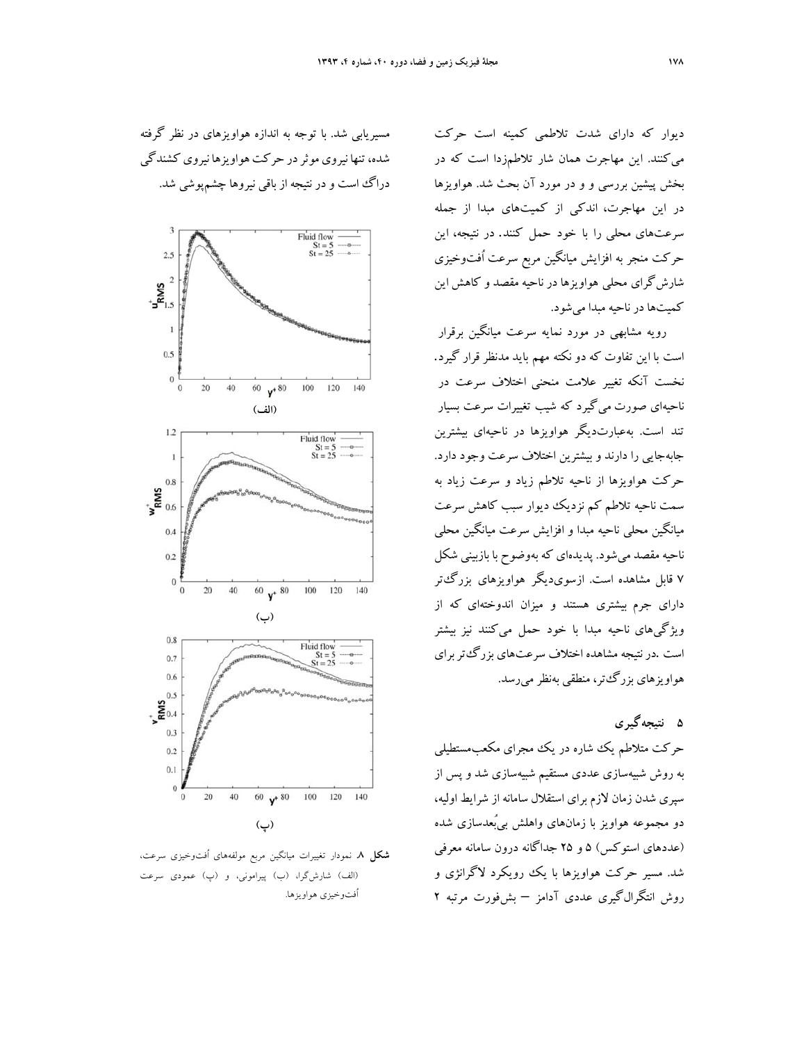دیوار که دارای شدت تلاطمی کمینه است حرکت می‌کنند. این مهاجرت همان شار تلاطم‌زدا است که در بخش پیشین بررسی و و در مورد آن بحث شد. هواویزها در این مهاجرت، اندکی از کمیت‌های مبدا از جمله سرعت‌های محلی را با خود حمل کنند. در نتیجه، این حرکت منجر به افزایش میانگین مربع سرعت اُفت‌وخیزی شارش‌گرای محلی هواویزها در ناحیه مقصد و کاهش این کمیت‌ها در ناحیه مبدا می‌شود.

رویه مشابهی در مورد نمایه سرعت میانگین برقرار است با این تفاوت که دو نکته مهم باید مدنظر قرار گیرد. نخست آنکه تغییر علامت منحنی اختلاف سرعت در ناحیه‌ای صورت می‌گیرد که شیب تغییرات سرعت بسیار تند است. به‌عبارت‌دیگر هواویزها در ناحیه‌ای بیشترین جابه‌جایی را دارند و بیشترین اختلاف سرعت وجود دارد. حرکت هواویزها از ناحیه تلاطم زیاد و سرعت زیاد به سمت ناحیه تلاطم کم نزدیک دیوار سبب کاهش سرعت میانگین محلی ناحیه مبدا و افزایش سرعت میانگین محلی ناحیه مقصد می‌شود. پدیده‌ای که به‌وضوح با بازبینی شکل ۷ قابل مشاهده است. ازسوی‌دیگر هواویزهای بزرگ‌تر دارای جرم بیشتری هستند و میزان اندوخته‌ای که از ویژگی‌های ناحیه مبدا با خود حمل می‌کنند نیز بیشتر است .در نتیجه مشاهده اختلاف سرعت‌های بزرگ‌تر برای هواویزهای بزرگ‌تر، منطقی به‌نظر می‌رسد.

## ۵ نتیجه‌گیری

حرکت متلاطم یک شاره در یک مجرای مکعب‌مستطیلی به روش شبیه‌سازی عددی مستقیم شبیه‌سازی شد و پس از سپری شدن زمان لازم برای استقلال سامانه از شرایط اولیه، دو مجموعه هواویز با زمان‌های واهلش بی‌بُعدسازی شده (عددهای استوکس) ۵ و ۲۵ جداگانه درون سامانه معرفی شد. مسیر حرکت هواویزها با یک رویکرد لاگرانژی و روش انتگرال‌گیری عددی آدامز – بش‌فورت مرتبه ۲ مسیریابی شد. با توجه به اندازه هواویزهای در نظر گرفته شده، تنها نیروی موثر در حرکت هواویزها نیروی کشندگی دراگ است و در نتیجه از باقی نیروها چشم‌پوشی شد.

**شکل ۸.** نمودار تغییرات میانگین مربع مولفه‌های اُفت‌وخیزی سرعت، (الف) شارش‌گرا، (ب) پیرامونی، و (پ) عمودی سرعت اُفت‌وخیزی هواویزها.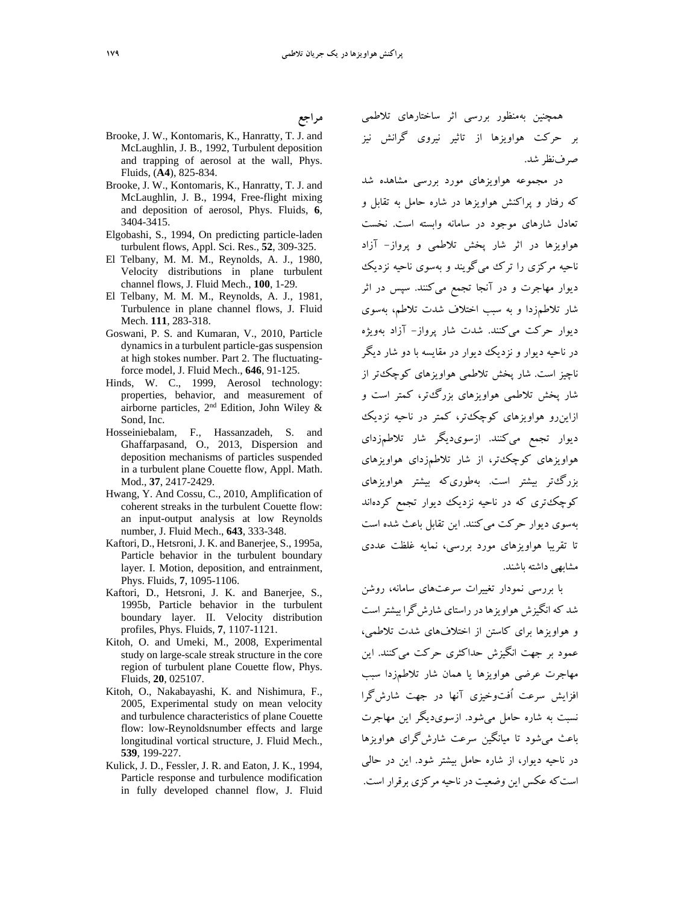همچنین به‌منظور بررسی اثر ساختارهای تلاطمی بر حرکت هواویزها از تاثیر نیروی گرانش نیز صرف‌نظر شد.

در مجموعه هواویزهای مورد بررسی مشاهده شد که رفتار و پراکنش هواویزها در شاره حامل به تقابل و تعادل شارهای موجود در سامانه وابسته است. نخست هواویزها در اثر شار پخش تلاطمی و پرواز- آزاد ناحیه مرکزی را ترک می‌گویند و به‌سوی ناحیه نزدیک دیوار مهاجرت و در آنجا تجمع می‌کنند. سپس در اثر شار تلاطم‌زدا و به سبب اختلاف شدت تلاطم، به‌سوی دیوار حرکت می‌کنند. شدت شار پرواز- آزاد به‌ویژه در ناحیه دیوار و نزدیک دیوار در مقایسه با دو شار دیگر ناچیز است. شار پخش تلاطمی هواویزهای کوچک‌تر از شار پخش تلاطمی هواویزهای بزرگ‌تر، کمتر است و ازاین‌رو هواویزهای کوچک‌تر، کمتر در ناحیه نزدیک دیوار تجمع می‌کنند. ازسوی‌دیگر شار تلاطم‌زدای هواویزهای کوچک‌تر، از شار تلاطم‌زدای هواویزهای بزرگ‌تر بیشتر است. به‌طوری‌که بیشتر هواویزهای کوچک‌تری که در ناحیه نزدیک دیوار تجمع کرده‌اند به‌سوی دیوار حرکت می‌کنند. این تقابل باعث شده است تا تقریبا هواویزهای مورد بررسی، نمایه غلظت عددی مشابهی داشته باشند.

با بررسی نمودار تغییرات سرعت‌های سامانه، روشن شد که انگیزش هواویزها در راستای شارش‌گرا بیشتر است و هواویزها برای کاستن از اختلاف‌های شدت تلاطمی، عمود بر جهت انگیزش حداکثری حرکت می‌کنند. این مهاجرت عرضی هواویزها یا همان شار تلاطم‌زدا سبب افزایش سرعت اُفت‌وخیزی آنها در جهت شارش‌گرا نسبت به شاره حامل می‌شود. ازسوی‌دیگر این مهاجرت باعث می‌شود تا میانگین سرعت شارش‌گرای هواویزها در ناحیه دیوار، از شاره حامل بیشتر شود. این در حالی است‌که عکس این وضعیت در ناحیه مرکزی برقرار است.

## مراجع

Brooke, J. W., Kontomaris, K., Hanratty, T. J. and McLaughlin, J. B., 1992, Turbulent deposition and trapping of aerosol at the wall, Phys. Fluids, (**A4**), 825-834.

Brooke, J. W., Kontomaris, K., Hanratty, T. J. and McLaughlin, J. B., 1994, Free-flight mixing and deposition of aerosol, Phys. Fluids, **6**, 3404-3415.

Elgobashi, S., 1994, On predicting particle-laden turbulent flows, Appl. Sci. Res., **52**, 309-325.

El Telbany, M. M. M., Reynolds, A. J., 1980, Velocity distributions in plane turbulent channel flows, J. Fluid Mech., **100**, 1-29.

El Telbany, M. M. M., Reynolds, A. J., 1981, Turbulence in plane channel flows, J. Fluid Mech. **111**, 283-318.

Goswani, P. S. and Kumaran, V., 2010, Particle dynamics in a turbulent particle-gas suspension at high stokes number. Part 2. The fluctuating-force model, J. Fluid Mech., **646**, 91-125.

Hinds, W. C., 1999, Aerosol technology: properties, behavior, and measurement of airborne particles, 2nd Edition, John Wiley & Sond, Inc.

Hosseiniebalam, F., Hassanzadeh, S. and Ghaffarpasand, O., 2013, Dispersion and deposition mechanisms of particles suspended in a turbulent plane Couette flow, Appl. Math. Mod., **37**, 2417-2429.

Hwang, Y. And Cossu, C., 2010, Amplification of coherent streaks in the turbulent Couette flow: an input-output analysis at low Reynolds number, J. Fluid Mech., **643**, 333-348.

Kaftori, D., Hetsroni, J. K. and Banerjee, S., 1995a, Particle behavior in the turbulent boundary layer. I. Motion, deposition, and entrainment, Phys. Fluids, **7**, 1095-1106.

Kaftori, D., Hetsroni, J. K. and Banerjee, S., 1995b, Particle behavior in the turbulent boundary layer. II. Velocity distribution profiles, Phys. Fluids, **7**, 1107-1121.

Kitoh, O. and Umeki, M., 2008, Experimental study on large-scale streak structure in the core region of turbulent plane Couette flow, Phys. Fluids, **20**, 025107.

Kitoh, O., Nakabayashi, K. and Nishimura, F., 2005, Experimental study on mean velocity and turbulence characteristics of plane Couette flow: low-Reynoldsnumber effects and large longitudinal vortical structure, J. Fluid Mech., **539**, 199-227.

Kulick, J. D., Fessler, J. R. and Eaton, J. K., 1994, Particle response and turbulence modification in fully developed channel flow, J. Fluid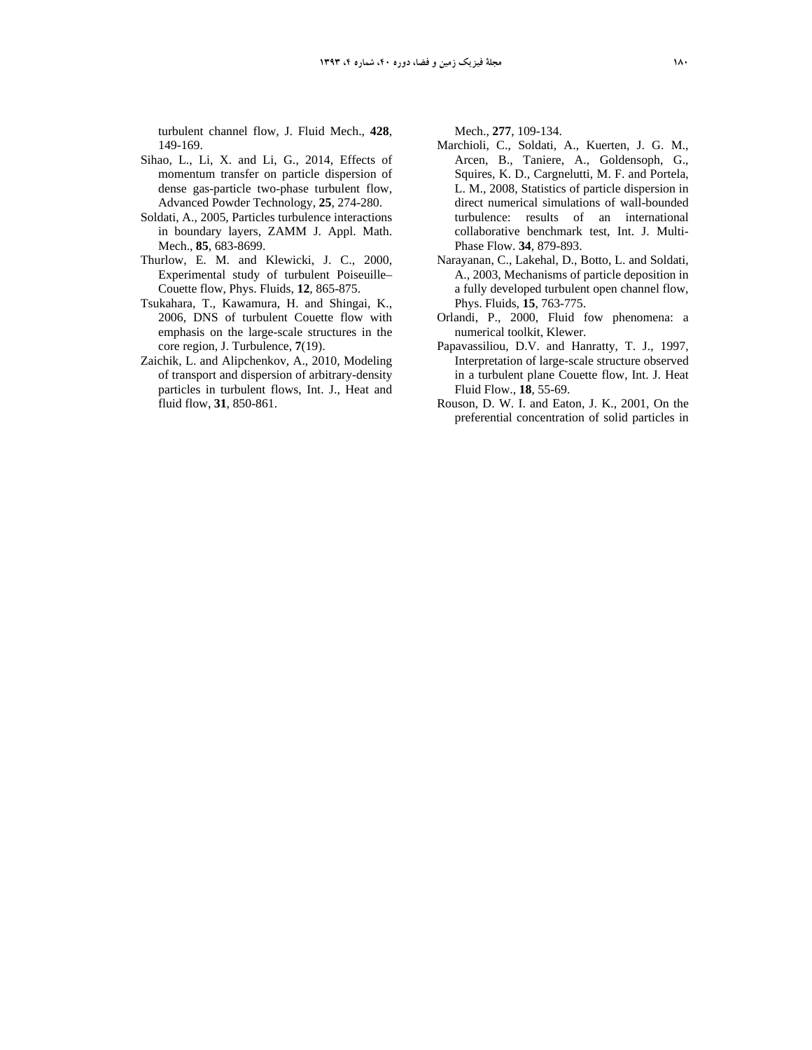turbulent channel flow, J. Fluid Mech., **428**, 149-169.

Sihao, L., Li, X. and Li, G., 2014, Effects of momentum transfer on particle dispersion of dense gas-particle two-phase turbulent flow, Advanced Powder Technology, **25**, 274-280.

Soldati, A., 2005, Particles turbulence interactions in boundary layers, ZAMM J. Appl. Math. Mech., **85**, 683-8699.

Thurlow, E. M. and Klewicki, J. C., 2000, Experimental study of turbulent Poiseuille–Couette flow, Phys. Fluids, **12**, 865-875.

Tsukahara, T., Kawamura, H. and Shingai, K., 2006, DNS of turbulent Couette flow with emphasis on the large-scale structures in the core region, J. Turbulence, **7**(19).

Zaichik, L. and Alipchenkov, A., 2010, Modeling of transport and dispersion of arbitrary-density particles in turbulent flows, Int. J., Heat and fluid flow, **31**, 850-861.

Mech., **277**, 109-134.

Marchioli, C., Soldati, A., Kuerten, J. G. M., Arcen, B., Taniere, A., Goldensoph, G., Squires, K. D., Cargnelutti, M. F. and Portela, L. M., 2008, Statistics of particle dispersion in direct numerical simulations of wall-bounded turbulence: results of an international collaborative benchmark test, Int. J. Multi-Phase Flow. **34**, 879-893.

Narayanan, C., Lakehal, D., Botto, L. and Soldati, A., 2003, Mechanisms of particle deposition in a fully developed turbulent open channel flow, Phys. Fluids, **15**, 763-775.

Orlandi, P., 2000, Fluid fow phenomena: a numerical toolkit, Klewer.

Papavassiliou, D.V. and Hanratty, T. J., 1997, Interpretation of large-scale structure observed in a turbulent plane Couette flow, Int. J. Heat Fluid Flow., **18**, 55-69.

Rouson, D. W. I. and Eaton, J. K., 2001, On the preferential concentration of solid particles in